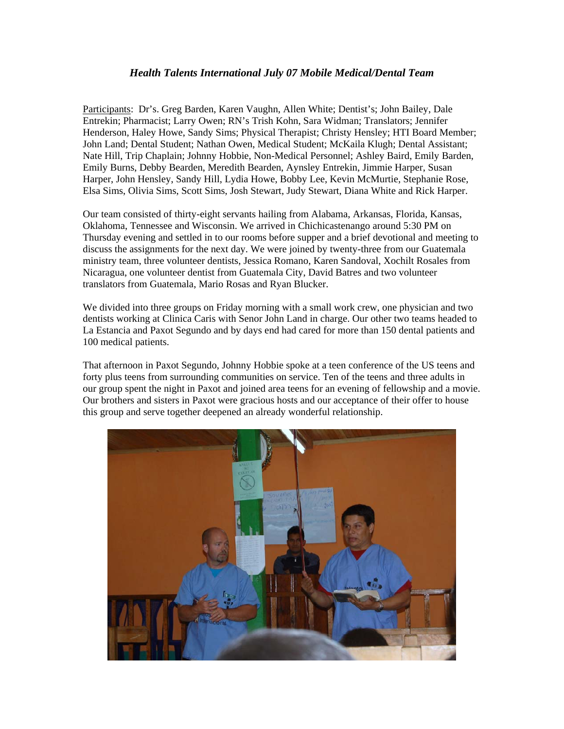### *Health Talents International July 07 Mobile Medical/Dental Team*

Participants: Dr's. Greg Barden, Karen Vaughn, Allen White; Dentist's; John Bailey, Dale Entrekin; Pharmacist; Larry Owen; RN's Trish Kohn, Sara Widman; Translators; Jennifer Henderson, Haley Howe, Sandy Sims; Physical Therapist; Christy Hensley; HTI Board Member; John Land; Dental Student; Nathan Owen, Medical Student; McKaila Klugh; Dental Assistant; Nate Hill, Trip Chaplain; Johnny Hobbie, Non-Medical Personnel; Ashley Baird, Emily Barden, Emily Burns, Debby Bearden, Meredith Bearden, Aynsley Entrekin, Jimmie Harper, Susan Harper, John Hensley, Sandy Hill, Lydia Howe, Bobby Lee, Kevin McMurtie, Stephanie Rose, Elsa Sims, Olivia Sims, Scott Sims, Josh Stewart, Judy Stewart, Diana White and Rick Harper.

Our team consisted of thirty-eight servants hailing from Alabama, Arkansas, Florida, Kansas, Oklahoma, Tennessee and Wisconsin. We arrived in Chichicastenango around 5:30 PM on Thursday evening and settled in to our rooms before supper and a brief devotional and meeting to discuss the assignments for the next day. We were joined by twenty-three from our Guatemala ministry team, three volunteer dentists, Jessica Romano, Karen Sandoval, Xochilt Rosales from Nicaragua, one volunteer dentist from Guatemala City, David Batres and two volunteer translators from Guatemala, Mario Rosas and Ryan Blucker.

We divided into three groups on Friday morning with a small work crew, one physician and two dentists working at Clinica Caris with Senor John Land in charge. Our other two teams headed to La Estancia and Paxot Segundo and by days end had cared for more than 150 dental patients and 100 medical patients.

That afternoon in Paxot Segundo, Johnny Hobbie spoke at a teen conference of the US teens and forty plus teens from surrounding communities on service. Ten of the teens and three adults in our group spent the night in Paxot and joined area teens for an evening of fellowship and a movie. Our brothers and sisters in Paxot were gracious hosts and our acceptance of their offer to house this group and serve together deepened an already wonderful relationship.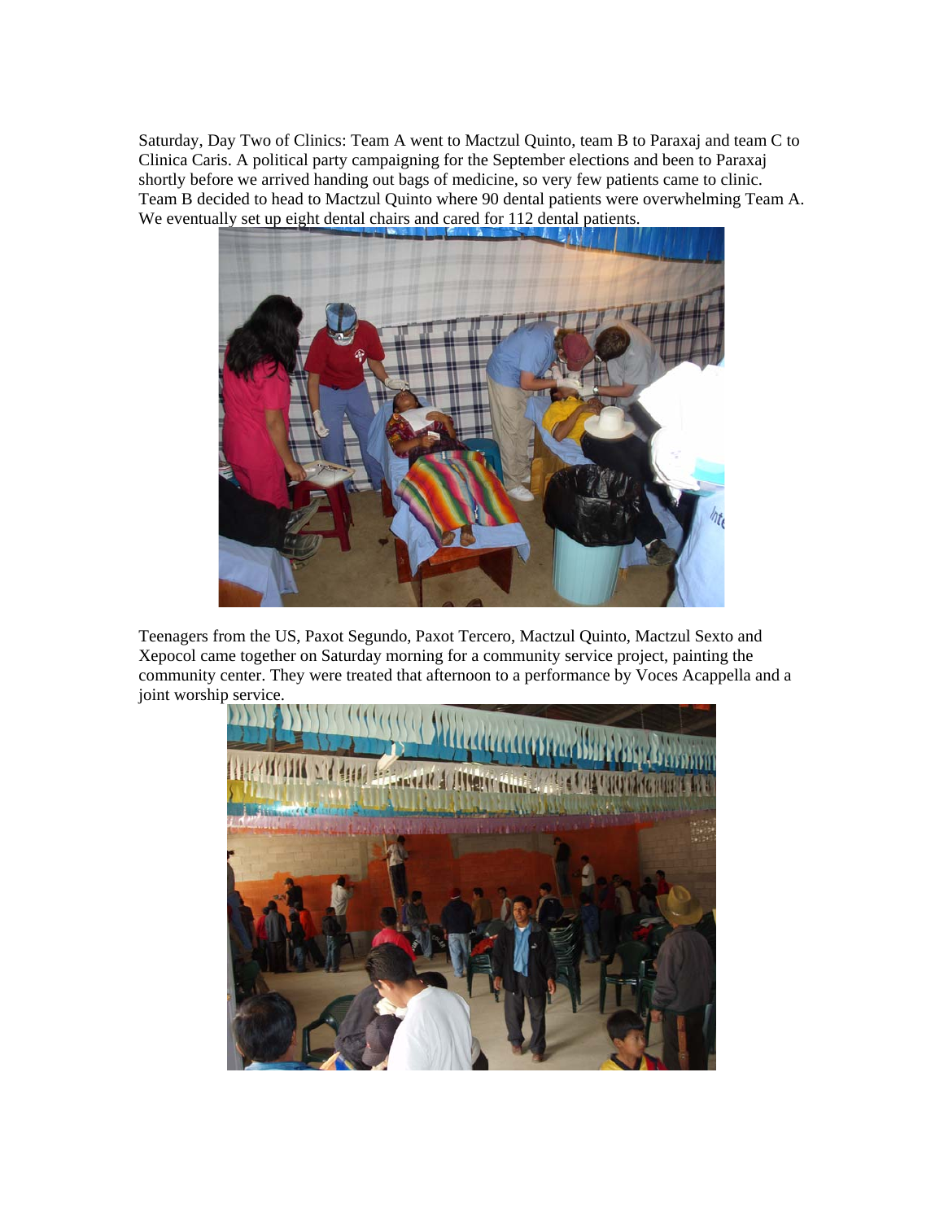Saturday, Day Two of Clinics: Team A went to Mactzul Quinto, team B to Paraxaj and team C to Clinica Caris. A political party campaigning for the September elections and been to Paraxaj shortly before we arrived handing out bags of medicine, so very few patients came to clinic. Team B decided to head to Mactzul Quinto where 90 dental patients were overwhelming Team A. We eventually set up eight dental chairs and cared for 112 dental patients.

Teenagers from the US, Paxot Segundo, Paxot Tercero, Mactzul Quinto, Mactzul Sexto and Xepocol came together on Saturday morning for a community service project, painting the community center. They were treated that afternoon to a performance by Voces Acappella and a joint worship service.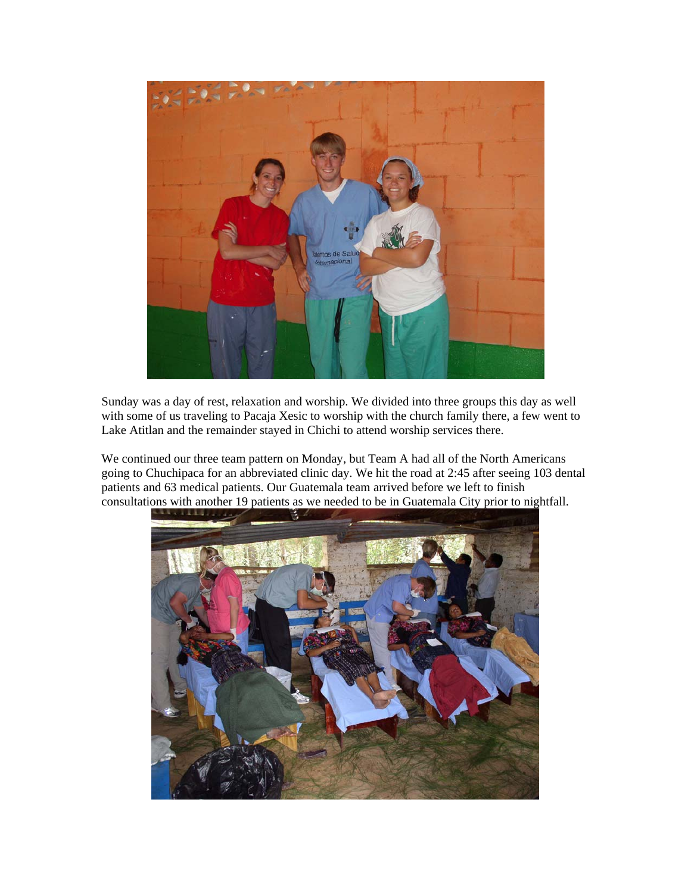Sunday was a day of rest, relaxation and worship. We divided into three groups this day as well with some of us traveling to Pacaja Xesic to worship with the church family there, a few went to Lake Atitlan and the remainder stayed in Chichi to attend worship services there.

We continued our three team pattern on Monday, but Team A had all of the North Americans going to Chuchipaca for an abbreviated clinic day. We hit the road at 2:45 after seeing 103 dental patients and 63 medical patients. Our Guatemala team arrived before we left to finish consultations with another 19 patients as we needed to be in Guatemala City prior to nightfall.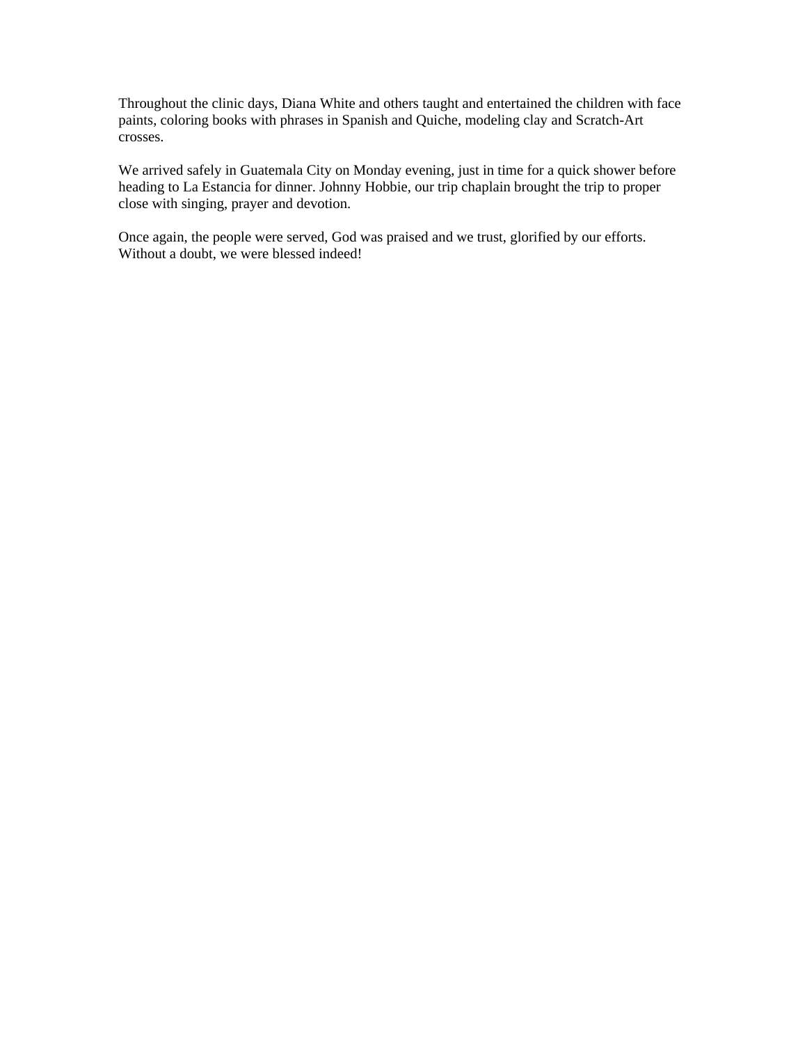Throughout the clinic days, Diana White and others taught and entertained the children with face paints, coloring books with phrases in Spanish and Quiche, modeling clay and Scratch-Art crosses.

We arrived safely in Guatemala City on Monday evening, just in time for a quick shower before heading to La Estancia for dinner. Johnny Hobbie, our trip chaplain brought the trip to proper close with singing, prayer and devotion.

Once again, the people were served, God was praised and we trust, glorified by our efforts. Without a doubt, we were blessed indeed!